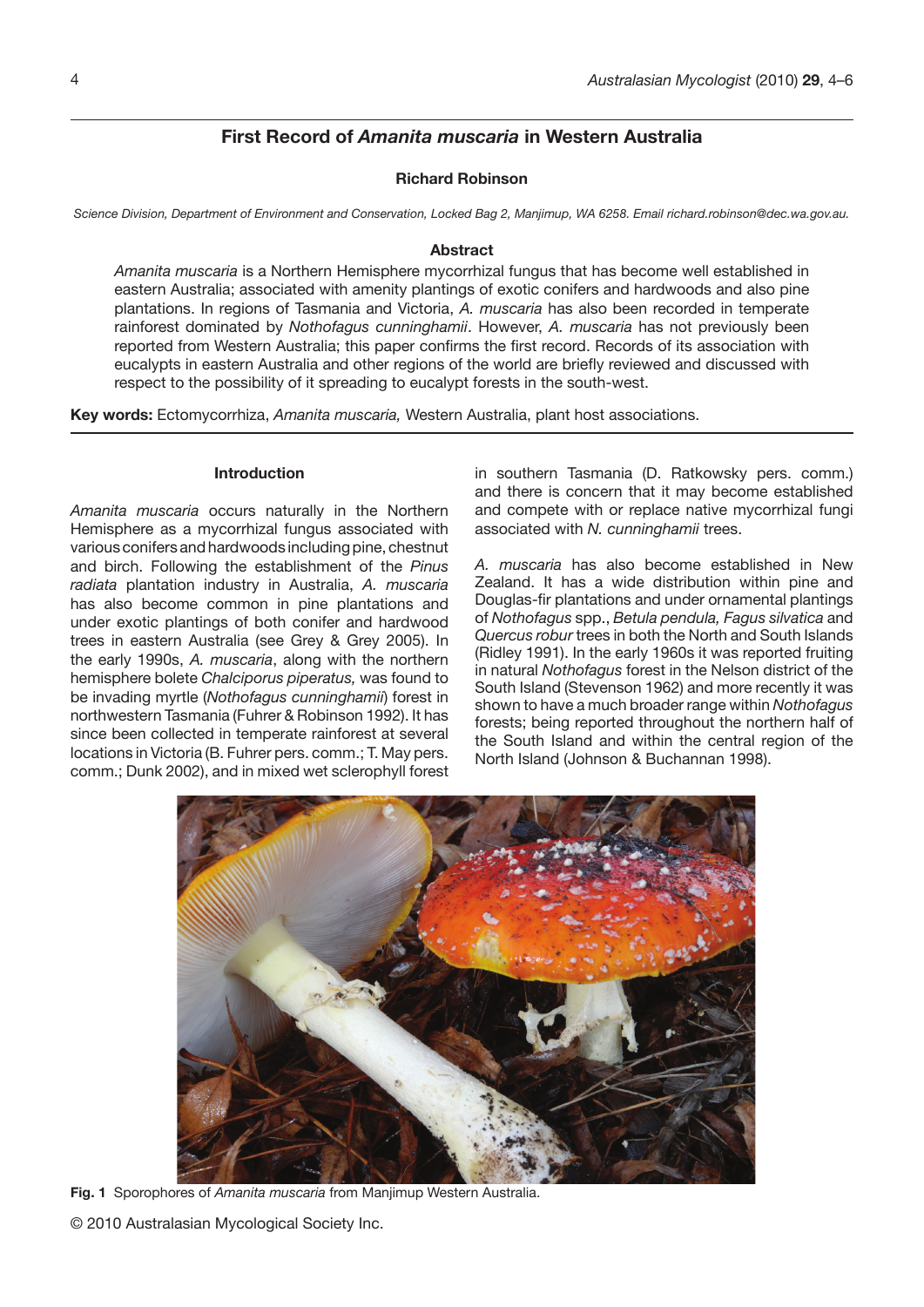# First Record of *Amanita muscaria* in Western Australia

**Richard Robinson**

*Science Division, Department of Environment and Conservation, Locked Bag 2, Manjimup, WA 6258. Email richard.robinson@dec.wa.gov.au.*

### Abstract

*Amanita muscaria* is a Northern Hemisphere mycorrhizal fungus that has become well established in eastern Australia; associated with amenity plantings of exotic conifers and hardwoods and also pine plantations. In regions of Tasmania and Victoria, *A. muscaria* has also been recorded in temperate rainforest dominated by *Nothofagus cunninghamii*. However, *A. muscaria* has not previously been reported from Western Australia; this paper confirms the first record. Records of its association with eucalypts in eastern Australia and other regions of the world are briefly reviewed and discussed with respect to the possibility of it spreading to eucalypt forests in the south-west.

**Key words:** Ectomycorrhiza, *Amanita muscaria,* Western Australia, plant host associations.

## Introduction

*Amanita muscaria* occurs naturally in the Northern Hemisphere as a mycorrhizal fungus associated with various conifers and hardwoods including pine, chestnut and birch. Following the establishment of the *Pinus radiata* plantation industry in Australia, *A. muscaria* has also become common in pine plantations and under exotic plantings of both conifer and hardwood trees in eastern Australia (see Grey & Grey 2005). In the early 1990s, *A. muscaria*, along with the northern hemisphere bolete *Chalciporus piperatus,* was found to be invading myrtle (*Nothofagus cunninghamii*) forest in northwestern Tasmania (Fuhrer & Robinson 1992). It has since been collected in temperate rainforest at several locations in Victoria (B. Fuhrer pers. comm.; T. May pers. comm.; Dunk 2002), and in mixed wet sclerophyll forest in southern Tasmania (D. Ratkowsky pers. comm.) and there is concern that it may become established and compete with or replace native mycorrhizal fungi associated with *N. cunninghamii* trees.

*A. muscaria* has also become established in New Zealand. It has a wide distribution within pine and Douglas-fir plantations and under ornamental plantings of *Nothofagus* spp., *Betula pendula, Fagus silvatica* and *Quercus robur* trees in both the North and South Islands (Ridley 1991). In the early 1960s it was reported fruiting in natural *Nothofagus* forest in the Nelson district of the South Island (Stevenson 1962) and more recently it was shown to have a much broader range within *Nothofagus* forests; being reported throughout the northern half of the South Island and within the central region of the North Island (Johnson & Buchannan 1998).

**Fig. 1** Sporophores of *Amanita muscaria* from Manjimup Western Australia.

© 2010 Australasian Mycological Society Inc.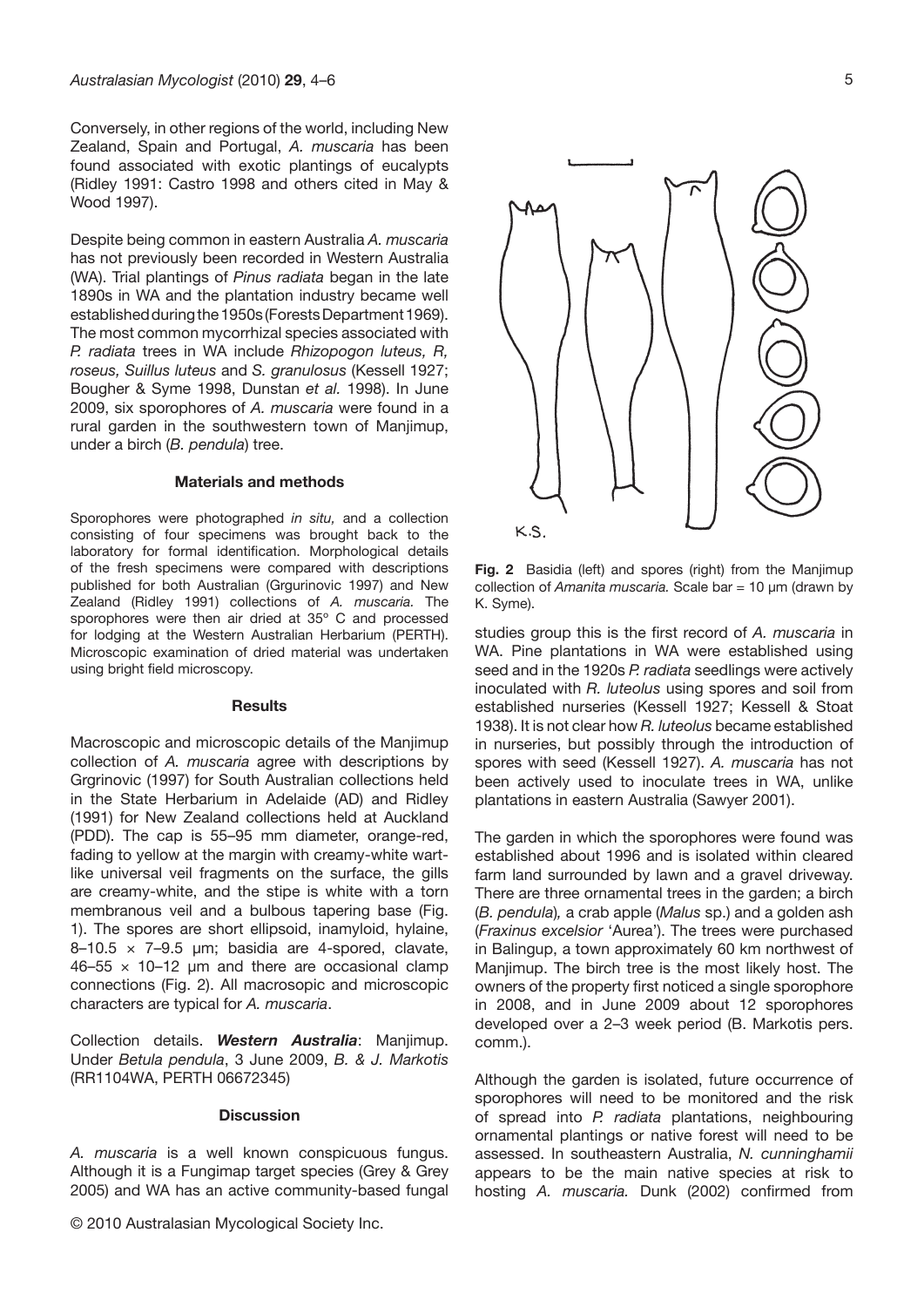Conversely, in other regions of the world, including New Zealand, Spain and Portugal, *A. muscaria* has been found associated with exotic plantings of eucalypts (Ridley 1991: Castro 1998 and others cited in May & Wood 1997).

Despite being common in eastern Australia *A. muscaria* has not previously been recorded in Western Australia (WA). Trial plantings of *Pinus radiata* began in the late 1890s in WA and the plantation industry became well established during the 1950s (Forests Department 1969). The most common mycorrhizal species associated with *P. radiata* trees in WA include *Rhizopogon luteus, R, roseus, Suillus luteus* and *S. granulosus* (Kessell 1927; Bougher & Syme 1998, Dunstan *et al.* 1998). In June 2009, six sporophores of *A. muscaria* were found in a rural garden in the southwestern town of Manjimup, under a birch (*B. pendula*) tree.

### Materials and methods

Sporophores were photographed *in situ,* and a collection consisting of four specimens was brought back to the laboratory for formal identification. Morphological details of the fresh specimens were compared with descriptions published for both Australian (Grgurinovic 1997) and New Zealand (Ridley 1991) collections of *A. muscaria.* The sporophores were then air dried at 35° C and processed for lodging at the Western Australian Herbarium (PERTH). Microscopic examination of dried material was undertaken using bright field microscopy.

### Results

Macroscopic and microscopic details of the Manjimup collection of *A. muscaria* agree with descriptions by Grgrinovic (1997) for South Australian collections held in the State Herbarium in Adelaide (AD) and Ridley (1991) for New Zealand collections held at Auckland (PDD). The cap is 55–95 mm diameter, orange-red, fading to yellow at the margin with creamy-white wart-like universal veil fragments on the surface, the gills are creamy-white, and the stipe is white with a torn membranous veil and a bulbous tapering base (Fig. 1). The spores are short ellipsoid, inamyloid, hylaine, 8–10.5 × 7–9.5 µm; basidia are 4-spored, clavate, 46–55 × 10–12 µm and there are occasional clamp connections (Fig. 2). All macrosopic and microscopic characters are typical for *A. muscaria*.

Collection details. ***Western Australia***: Manjimup. Under *Betula pendula*, 3 June 2009, *B. & J. Markotis* (RR1104WA, PERTH 06672345)

### Discussion

*A. muscaria* is a well known conspicuous fungus. Although it is a Fungimap target species (Grey & Grey 2005) and WA has an active community-based fungal studies group this is the first record of *A. muscaria* in WA. Pine plantations in WA were established using seed and in the 1920s *P. radiata* seedlings were actively inoculated with *R. luteolus* using spores and soil from established nurseries (Kessell 1927; Kessell & Stoat 1938). It is not clear how *R. luteolus* became established in nurseries, but possibly through the introduction of spores with seed (Kessell 1927). *A. muscaria* has not been actively used to inoculate trees in WA, unlike plantations in eastern Australia (Sawyer 2001).

**Fig. 2** Basidia (left) and spores (right) from the Manjimup collection of *Amanita muscaria.* Scale bar = 10 µm (drawn by K. Syme).

The garden in which the sporophores were found was established about 1996 and is isolated within cleared farm land surrounded by lawn and a gravel driveway. There are three ornamental trees in the garden; a birch (*B. pendula*)*,* a crab apple (*Malus* sp.) and a golden ash (*Fraxinus excelsior* 'Aurea'). The trees were purchased in Balingup, a town approximately 60 km northwest of Manjimup. The birch tree is the most likely host. The owners of the property first noticed a single sporophore in 2008, and in June 2009 about 12 sporophores developed over a 2–3 week period (B. Markotis pers. comm.).

Although the garden is isolated, future occurrence of sporophores will need to be monitored and the risk of spread into *P. radiata* plantations, neighbouring ornamental plantings or native forest will need to be assessed. In southeastern Australia, *N. cunninghamii* appears to be the main native species at risk to hosting *A. muscaria.* Dunk (2002) confirmed from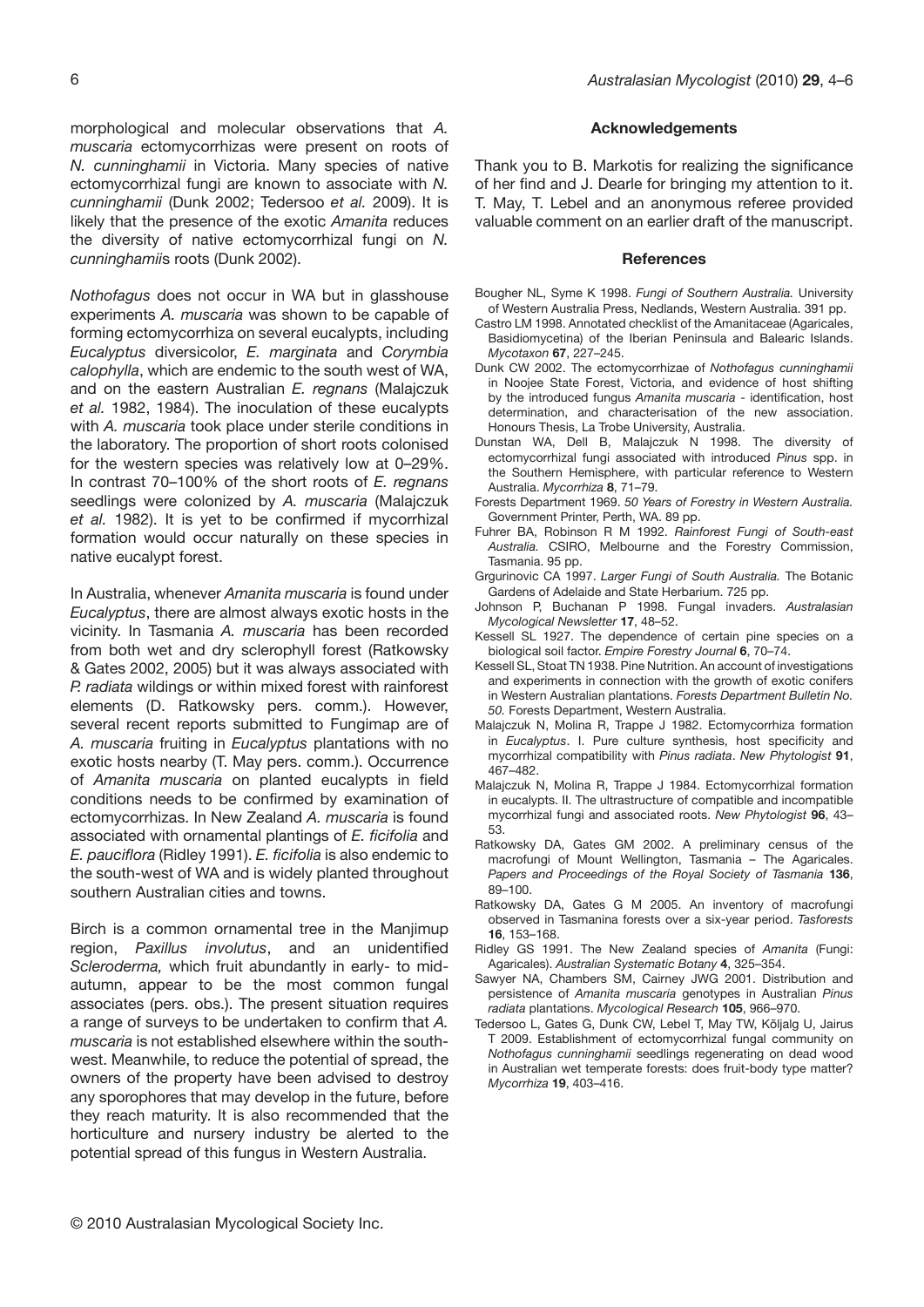morphological and molecular observations that *A. muscaria* ectomycorrhizas were present on roots of *N. cunninghamii* in Victoria. Many species of native ectomycorrhizal fungi are known to associate with *N. cunninghamii* (Dunk 2002; Tedersoo *et al.* 2009). It is likely that the presence of the exotic *Amanita* reduces the diversity of native ectomycorrhizal fungi on *N. cunninghamii*s roots (Dunk 2002).

*Nothofagus* does not occur in WA but in glasshouse experiments *A. muscaria* was shown to be capable of forming ectomycorrhiza on several eucalypts, including *Eucalyptus* diversicolor, *E. marginata* and *Corymbia calophylla*, which are endemic to the south west of WA, and on the eastern Australian *E. regnans* (Malajczuk *et al.* 1982, 1984). The inoculation of these eucalypts with *A. muscaria* took place under sterile conditions in the laboratory. The proportion of short roots colonised for the western species was relatively low at 0–29%. In contrast 70–100% of the short roots of *E. regnans* seedlings were colonized by *A. muscaria* (Malajczuk *et al.* 1982). It is yet to be confirmed if mycorrhizal formation would occur naturally on these species in native eucalypt forest.

In Australia, whenever *Amanita muscaria* is found under *Eucalyptus*, there are almost always exotic hosts in the vicinity. In Tasmania *A. muscaria* has been recorded from both wet and dry sclerophyll forest (Ratkowsky & Gates 2002, 2005) but it was always associated with *P. radiata* wildings or within mixed forest with rainforest elements (D. Ratkowsky pers. comm.). However, several recent reports submitted to Fungimap are of *A. muscaria* fruiting in *Eucalyptus* plantations with no exotic hosts nearby (T. May pers. comm.). Occurrence of *Amanita muscaria* on planted eucalypts in field conditions needs to be confirmed by examination of ectomycorrhizas. In New Zealand *A. muscaria* is found associated with ornamental plantings of *E. ficifolia* and *E. pauciflora* (Ridley 1991). *E. ficifolia* is also endemic to the south-west of WA and is widely planted throughout southern Australian cities and towns.

Birch is a common ornamental tree in the Manjimup region, *Paxillus involutus*, and an unidentified *Scleroderma,* which fruit abundantly in early- to mid-autumn, appear to be the most common fungal associates (pers. obs.). The present situation requires a range of surveys to be undertaken to confirm that *A. muscaria* is not established elsewhere within the south-west. Meanwhile, to reduce the potential of spread, the owners of the property have been advised to destroy any sporophores that may develop in the future, before they reach maturity. It is also recommended that the horticulture and nursery industry be alerted to the potential spread of this fungus in Western Australia.

## Acknowledgements

Thank you to B. Markotis for realizing the significance of her find and J. Dearle for bringing my attention to it. T. May, T. Lebel and an anonymous referee provided valuable comment on an earlier draft of the manuscript.

## References

Bougher NL, Syme K 1998. *Fungi of Southern Australia.* University of Western Australia Press, Nedlands, Western Australia. 391 pp.

Castro LM 1998. Annotated checklist of the Amanitaceae (Agaricales, Basidiomycetina) of the Iberian Peninsula and Balearic Islands. *Mycotaxon* **67**, 227–245.

Dunk CW 2002. The ectomycorrhizae of *Nothofagus cunninghamii* in Noojee State Forest, Victoria, and evidence of host shifting by the introduced fungus *Amanita muscaria* - identification, host determination, and characterisation of the new association. Honours Thesis, La Trobe University, Australia.

Dunstan WA, Dell B, Malajczuk N 1998. The diversity of ectomycorrhizal fungi associated with introduced *Pinus* spp. in the Southern Hemisphere, with particular reference to Western Australia. *Mycorrhiza* **8**, 71–79.

Forests Department 1969. *50 Years of Forestry in Western Australia.* Government Printer, Perth, WA. 89 pp.

Fuhrer BA, Robinson R M 1992. *Rainforest Fungi of South-east Australia.* CSIRO, Melbourne and the Forestry Commission, Tasmania. 95 pp.

Grgurinovic CA 1997. *Larger Fungi of South Australia.* The Botanic Gardens of Adelaide and State Herbarium. 725 pp.

Johnson P, Buchanan P 1998. Fungal invaders. *Australasian Mycological Newsletter* **17**, 48–52.

Kessell SL 1927. The dependence of certain pine species on a biological soil factor. *Empire Forestry Journal* **6**, 70–74.

Kessell SL, Stoat TN 1938. Pine Nutrition. An account of investigations and experiments in connection with the growth of exotic conifers in Western Australian plantations. *Forests Department Bulletin No. 50.* Forests Department, Western Australia.

Malajczuk N, Molina R, Trappe J 1982. Ectomycorrhiza formation in *Eucalyptus*. I. Pure culture synthesis, host specificity and mycorrhizal compatibility with *Pinus radiata*. *New Phytologist* **91**, 467–482.

Malajczuk N, Molina R, Trappe J 1984. Ectomycorrhizal formation in eucalypts. II. The ultrastructure of compatible and incompatible mycorrhizal fungi and associated roots. *New Phytologist* **96**, 43–53.

Ratkowsky DA, Gates GM 2002. A preliminary census of the macrofungi of Mount Wellington, Tasmania – The Agaricales. *Papers and Proceedings of the Royal Society of Tasmania* **136**, 89–100.

Ratkowsky DA, Gates G M 2005. An inventory of macrofungi observed in Tasmanina forests over a six-year period. *Tasforests* **16**, 153–168.

Ridley GS 1991. The New Zealand species of *Amanita* (Fungi: Agaricales). *Australian Systematic Botany* **4**, 325–354.

Sawyer NA, Chambers SM, Cairney JWG 2001. Distribution and persistence of *Amanita muscaria* genotypes in Australian *Pinus radiata* plantations. *Mycological Research* **105**, 966–970.

Tedersoo L, Gates G, Dunk CW, Lebel T, May TW, Kõljalg U, Jairus T 2009. Establishment of ectomycorrhizal fungal community on *Nothofagus cunninghamii* seedlings regenerating on dead wood in Australian wet temperate forests: does fruit-body type matter? *Mycorrhiza* **19**, 403–416.

© 2010 Australasian Mycological Society Inc.